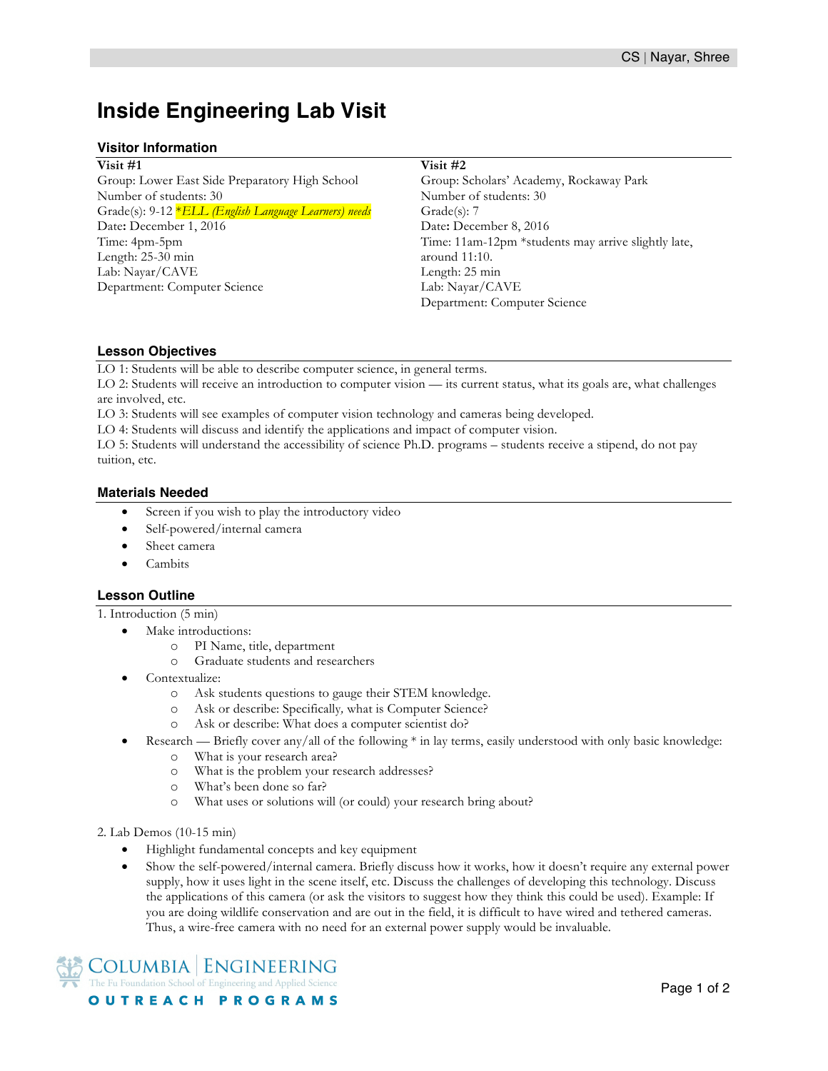# Inside Engineering Lab Visit

## Visitor Information

**Visit #1**
Group: Lower East Side Preparatory High School
Number of students: 30
Grade(s): 9-12 *\*ELL (English Language Learners) needs*
Date: December 1, 2016
Time: 4pm-5pm
Length: 25-30 min
Lab: Nayar/CAVE
Department: Computer Science

**Visit #2**
Group: Scholars' Academy, Rockaway Park
Number of students: 30
Grade(s): 7
Date: December 8, 2016
Time: 11am-12pm *students may arrive slightly late, around 11:10.
Length: 25 min
Lab: Nayar/CAVE
Department: Computer Science

## Lesson Objectives

LO 1: Students will be able to describe computer science, in general terms.
LO 2: Students will receive an introduction to computer vision — its current status, what its goals are, what challenges are involved, etc.
LO 3: Students will see examples of computer vision technology and cameras being developed.
LO 4: Students will discuss and identify the applications and impact of computer vision.
LO 5: Students will understand the accessibility of science Ph.D. programs – students receive a stipend, do not pay tuition, etc.

## Materials Needed

- Screen if you wish to play the introductory video
- Self-powered/internal camera
- Sheet camera
- Cambits

## Lesson Outline

1. Introduction (5 min)

- Make introductions:
  - PI Name, title, department
  - Graduate students and researchers
- Contextualize:
  - Ask students questions to gauge their STEM knowledge.
  - Ask or describe: Specifically, what is Computer Science?
  - Ask or describe: What does a computer scientist do?
- Research — Briefly cover any/all of the following * in lay terms, easily understood with only basic knowledge:
  - What is your research area?
  - What is the problem your research addresses?
  - What's been done so far?
  - What uses or solutions will (or could) your research bring about?

2. Lab Demos (10-15 min)

- Highlight fundamental concepts and key equipment
- Show the self-powered/internal camera. Briefly discuss how it works, how it doesn't require any external power supply, how it uses light in the scene itself, etc. Discuss the challenges of developing this technology. Discuss the applications of this camera (or ask the visitors to suggest how they think this could be used). Example: If you are doing wildlife conservation and are out in the field, it is difficult to have wired and tethered cameras. Thus, a wire-free camera with no need for an external power supply would be invaluable.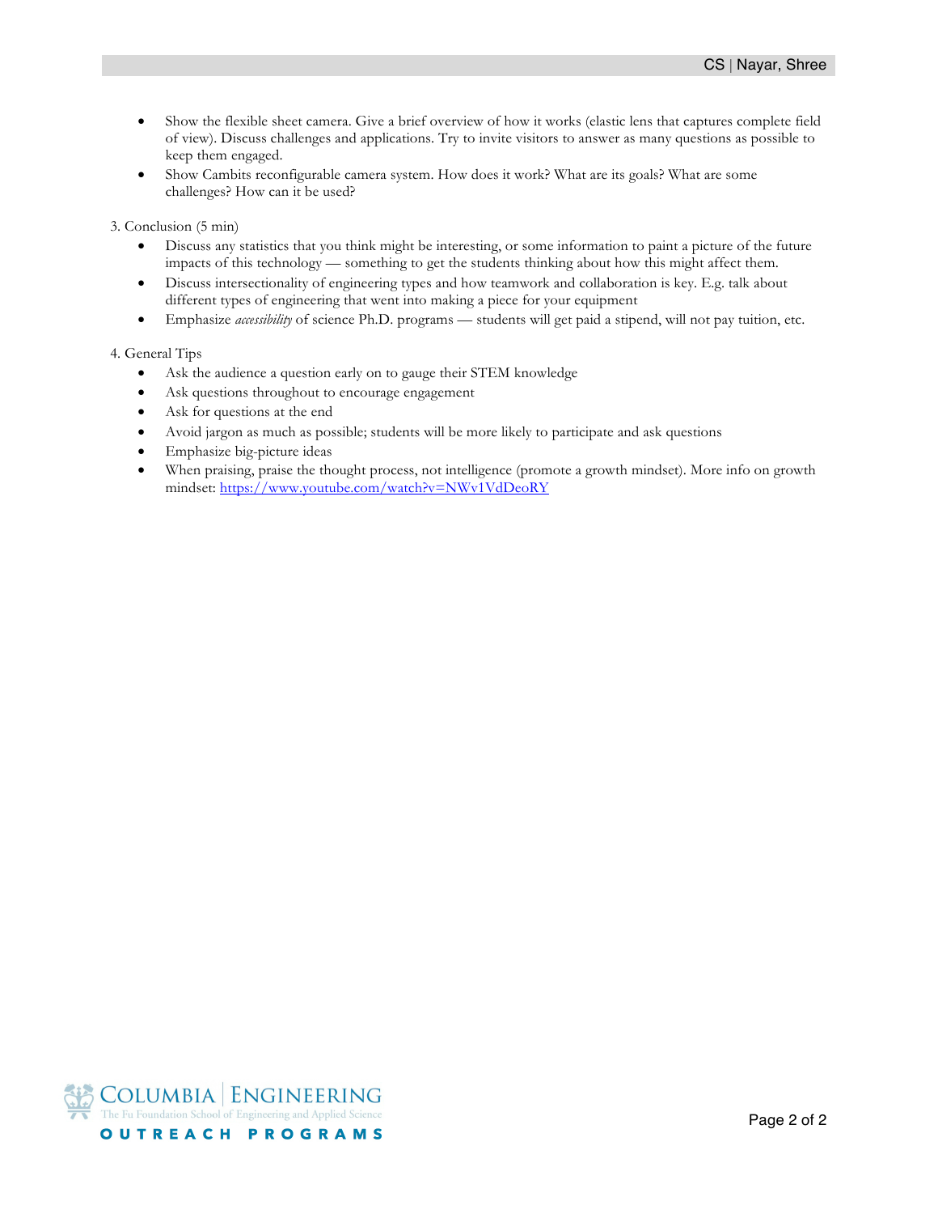- Show the flexible sheet camera. Give a brief overview of how it works (elastic lens that captures complete field of view). Discuss challenges and applications. Try to invite visitors to answer as many questions as possible to keep them engaged.
- Show Cambits reconfigurable camera system. How does it work? What are its goals? What are some challenges? How can it be used?

3. Conclusion (5 min)
   - Discuss any statistics that you think might be interesting, or some information to paint a picture of the future impacts of this technology — something to get the students thinking about how this might affect them.
   - Discuss intersectionality of engineering types and how teamwork and collaboration is key. E.g. talk about different types of engineering that went into making a piece for your equipment
   - Emphasize *accessibility* of science Ph.D. programs — students will get paid a stipend, will not pay tuition, etc.

4. General Tips
   - Ask the audience a question early on to gauge their STEM knowledge
   - Ask questions throughout to encourage engagement
   - Ask for questions at the end
   - Avoid jargon as much as possible; students will be more likely to participate and ask questions
   - Emphasize big-picture ideas
   - When praising, praise the thought process, not intelligence (promote a growth mindset). More info on growth mindset: [https://www.youtube.com/watch?v=NWv1VdDeoRY](https://www.youtube.com/watch?v=NWv1VdDeoRY)